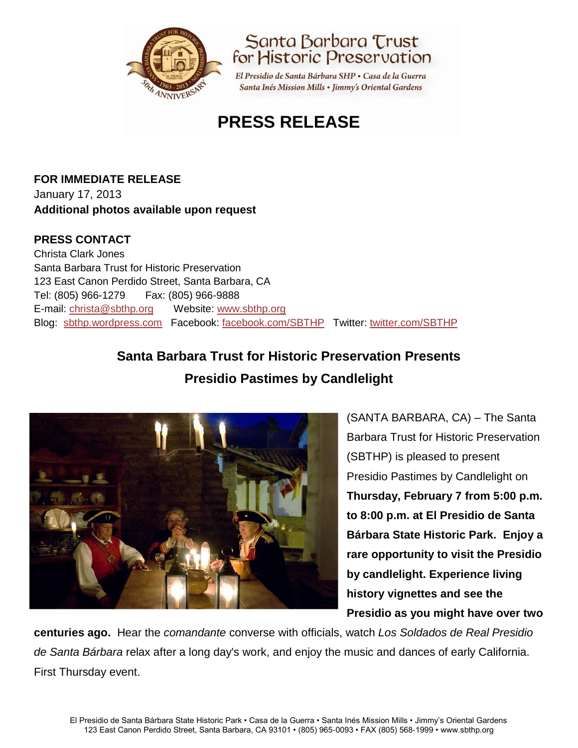Santa Barbara Trust for Historic Preservation

*El Presidio de Santa Bárbara SHP • Casa de la Guerra • Santa Inés Mission Mills • Jimmy's Oriental Gardens*

# PRESS RELEASE

**FOR IMMEDIATE RELEASE**
January 17, 2013
**Additional photos available upon request**

**PRESS CONTACT**
Christa Clark Jones
Santa Barbara Trust for Historic Preservation
123 East Canon Perdido Street, Santa Barbara, CA
Tel: (805) 966-1279 Fax: (805) 966-9888
E-mail: christa@sbthp.org Website: www.sbthp.org
Blog: sbthp.wordpress.com Facebook: facebook.com/SBTHP Twitter: twitter.com/SBTHP

## Santa Barbara Trust for Historic Preservation Presents Presidio Pastimes by Candlelight

(SANTA BARBARA, CA) – The Santa Barbara Trust for Historic Preservation (SBTHP) is pleased to present Presidio Pastimes by Candlelight on **Thursday, February 7 from 5:00 p.m. to 8:00 p.m. at El Presidio de Santa Bárbara State Historic Park. Enjoy a rare opportunity to visit the Presidio by candlelight. Experience living history vignettes and see the Presidio as you might have over two centuries ago.** Hear the *comandante* converse with officials, watch *Los Soldados de Real Presidio de Santa Bárbara* relax after a long day's work, and enjoy the music and dances of early California. First Thursday event.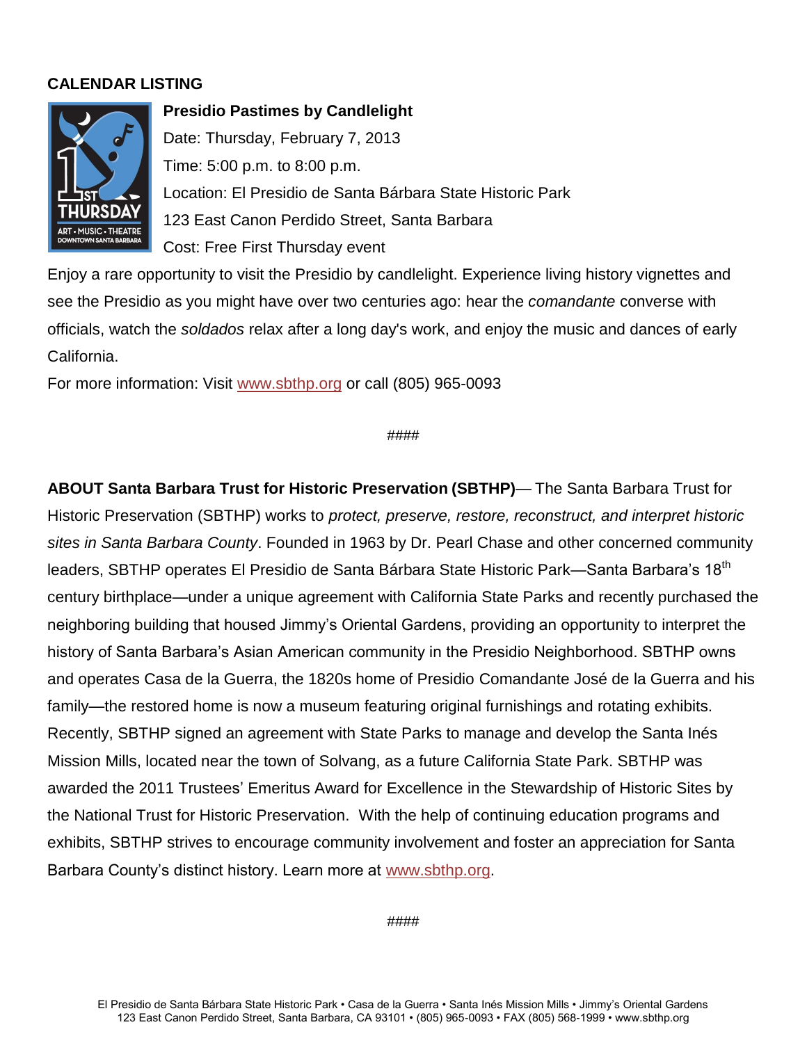**CALENDAR LISTING**

**Presidio Pastimes by Candlelight**

Date: Thursday, February 7, 2013

Time: 5:00 p.m. to 8:00 p.m.

Location: El Presidio de Santa Bárbara State Historic Park

123 East Canon Perdido Street, Santa Barbara

Cost: Free First Thursday event

Enjoy a rare opportunity to visit the Presidio by candlelight. Experience living history vignettes and see the Presidio as you might have over two centuries ago: hear the *comandante* converse with officials, watch the *soldados* relax after a long day's work, and enjoy the music and dances of early California.

For more information: Visit www.sbthp.org or call (805) 965-0093

####

**ABOUT Santa Barbara Trust for Historic Preservation (SBTHP)**— The Santa Barbara Trust for Historic Preservation (SBTHP) works to *protect, preserve, restore, reconstruct, and interpret historic sites in Santa Barbara County*. Founded in 1963 by Dr. Pearl Chase and other concerned community leaders, SBTHP operates El Presidio de Santa Bárbara State Historic Park—Santa Barbara's 18th century birthplace—under a unique agreement with California State Parks and recently purchased the neighboring building that housed Jimmy's Oriental Gardens, providing an opportunity to interpret the history of Santa Barbara's Asian American community in the Presidio Neighborhood. SBTHP owns and operates Casa de la Guerra, the 1820s home of Presidio Comandante José de la Guerra and his family—the restored home is now a museum featuring original furnishings and rotating exhibits. Recently, SBTHP signed an agreement with State Parks to manage and develop the Santa Inés Mission Mills, located near the town of Solvang, as a future California State Park. SBTHP was awarded the 2011 Trustees' Emeritus Award for Excellence in the Stewardship of Historic Sites by the National Trust for Historic Preservation. With the help of continuing education programs and exhibits, SBTHP strives to encourage community involvement and foster an appreciation for Santa Barbara County's distinct history. Learn more at www.sbthp.org.

####

El Presidio de Santa Bárbara State Historic Park • Casa de la Guerra • Santa Inés Mission Mills • Jimmy's Oriental Gardens
123 East Canon Perdido Street, Santa Barbara, CA 93101 • (805) 965-0093 • FAX (805) 568-1999 • www.sbthp.org